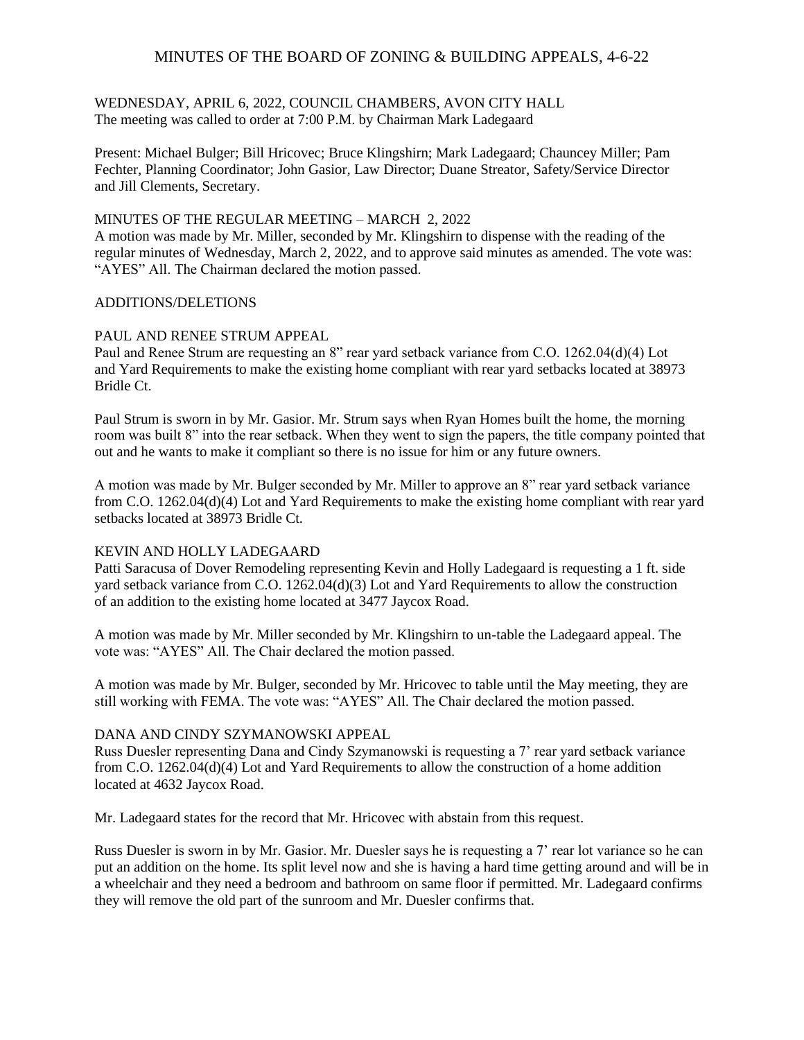# MINUTES OF THE BOARD OF ZONING & BUILDING APPEALS, 4-6-22

WEDNESDAY, APRIL 6, 2022, COUNCIL CHAMBERS, AVON CITY HALL
The meeting was called to order at 7:00 P.M. by Chairman Mark Ladegaard

Present: Michael Bulger; Bill Hricovec; Bruce Klingshirn; Mark Ladegaard; Chauncey Miller; Pam Fechter, Planning Coordinator; John Gasior, Law Director; Duane Streator, Safety/Service Director and Jill Clements, Secretary.

## MINUTES OF THE REGULAR MEETING – MARCH 2, 2022

A motion was made by Mr. Miller, seconded by Mr. Klingshirn to dispense with the reading of the regular minutes of Wednesday, March 2, 2022, and to approve said minutes as amended. The vote was: "AYES" All. The Chairman declared the motion passed.

## ADDITIONS/DELETIONS

## PAUL AND RENEE STRUM APPEAL

Paul and Renee Strum are requesting an 8" rear yard setback variance from C.O. 1262.04(d)(4) Lot and Yard Requirements to make the existing home compliant with rear yard setbacks located at 38973 Bridle Ct.

Paul Strum is sworn in by Mr. Gasior. Mr. Strum says when Ryan Homes built the home, the morning room was built 8" into the rear setback. When they went to sign the papers, the title company pointed that out and he wants to make it compliant so there is no issue for him or any future owners.

A motion was made by Mr. Bulger seconded by Mr. Miller to approve an 8" rear yard setback variance from C.O. 1262.04(d)(4) Lot and Yard Requirements to make the existing home compliant with rear yard setbacks located at 38973 Bridle Ct.

## KEVIN AND HOLLY LADEGAARD

Patti Saracusa of Dover Remodeling representing Kevin and Holly Ladegaard is requesting a 1 ft. side yard setback variance from C.O. 1262.04(d)(3) Lot and Yard Requirements to allow the construction of an addition to the existing home located at 3477 Jaycox Road.

A motion was made by Mr. Miller seconded by Mr. Klingshirn to un-table the Ladegaard appeal. The vote was: "AYES" All. The Chair declared the motion passed.

A motion was made by Mr. Bulger, seconded by Mr. Hricovec to table until the May meeting, they are still working with FEMA. The vote was: "AYES" All. The Chair declared the motion passed.

## DANA AND CINDY SZYMANOWSKI APPEAL

Russ Duesler representing Dana and Cindy Szymanowski is requesting a 7' rear yard setback variance from C.O. 1262.04(d)(4) Lot and Yard Requirements to allow the construction of a home addition located at 4632 Jaycox Road.

Mr. Ladegaard states for the record that Mr. Hricovec with abstain from this request.

Russ Duesler is sworn in by Mr. Gasior. Mr. Duesler says he is requesting a 7' rear lot variance so he can put an addition on the home. Its split level now and she is having a hard time getting around and will be in a wheelchair and they need a bedroom and bathroom on same floor if permitted. Mr. Ladegaard confirms they will remove the old part of the sunroom and Mr. Duesler confirms that.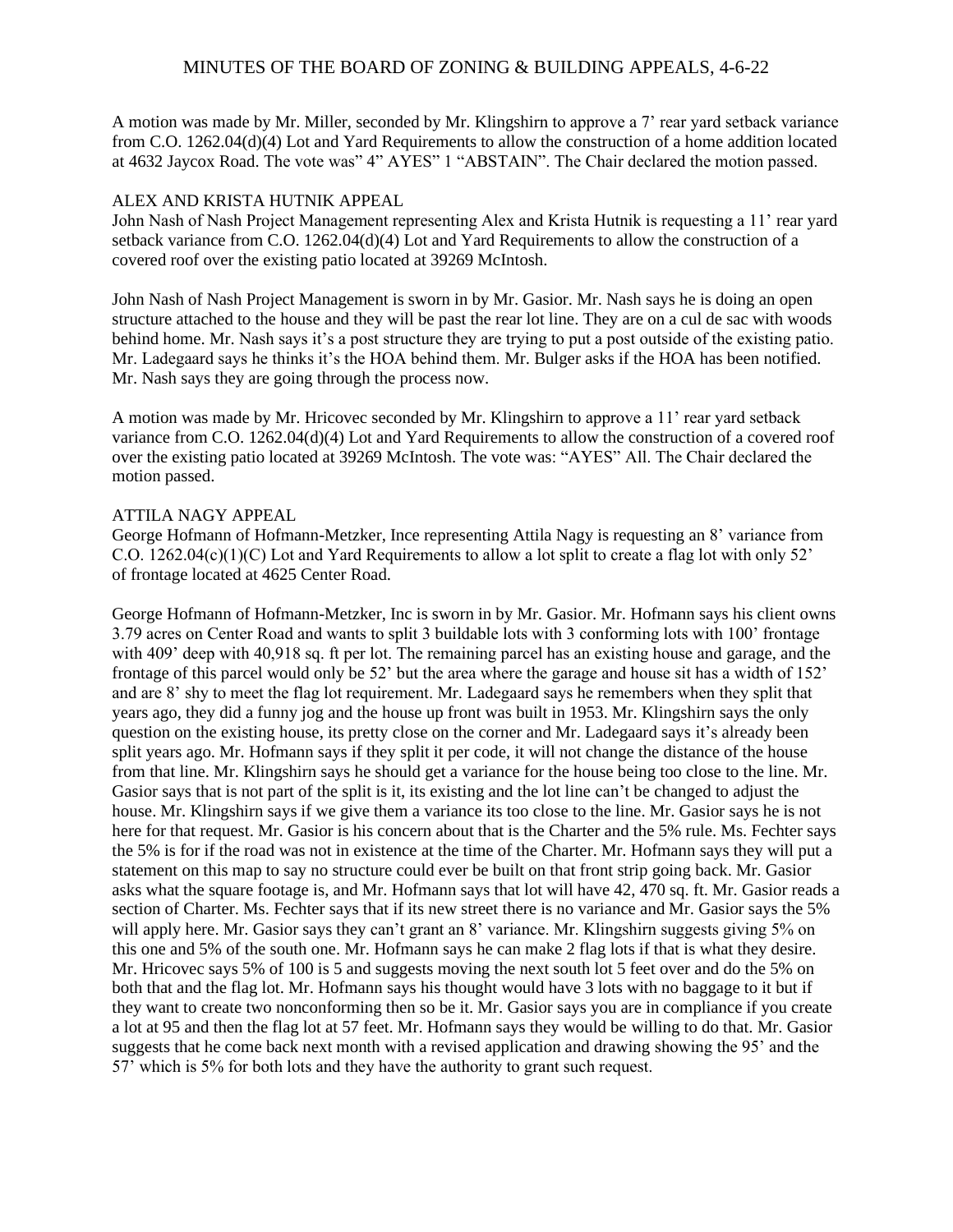A motion was made by Mr. Miller, seconded by Mr. Klingshirn to approve a 7' rear yard setback variance from C.O. 1262.04(d)(4) Lot and Yard Requirements to allow the construction of a home addition located at 4632 Jaycox Road. The vote was" 4" AYES" 1 "ABSTAIN". The Chair declared the motion passed.

ALEX AND KRISTA HUTNIK APPEAL

John Nash of Nash Project Management representing Alex and Krista Hutnik is requesting a 11' rear yard setback variance from C.O. 1262.04(d)(4) Lot and Yard Requirements to allow the construction of a covered roof over the existing patio located at 39269 McIntosh.

John Nash of Nash Project Management is sworn in by Mr. Gasior. Mr. Nash says he is doing an open structure attached to the house and they will be past the rear lot line. They are on a cul de sac with woods behind home. Mr. Nash says it's a post structure they are trying to put a post outside of the existing patio. Mr. Ladegaard says he thinks it's the HOA behind them. Mr. Bulger asks if the HOA has been notified. Mr. Nash says they are going through the process now.

A motion was made by Mr. Hricovec seconded by Mr. Klingshirn to approve a 11' rear yard setback variance from C.O. 1262.04(d)(4) Lot and Yard Requirements to allow the construction of a covered roof over the existing patio located at 39269 McIntosh. The vote was: "AYES" All. The Chair declared the motion passed.

ATTILA NAGY APPEAL

George Hofmann of Hofmann-Metzker, Ince representing Attila Nagy is requesting an 8' variance from C.O. 1262.04(c)(1)(C) Lot and Yard Requirements to allow a lot split to create a flag lot with only 52' of frontage located at 4625 Center Road.

George Hofmann of Hofmann-Metzker, Inc is sworn in by Mr. Gasior. Mr. Hofmann says his client owns 3.79 acres on Center Road and wants to split 3 buildable lots with 3 conforming lots with 100' frontage with 409' deep with 40,918 sq. ft per lot. The remaining parcel has an existing house and garage, and the frontage of this parcel would only be 52' but the area where the garage and house sit has a width of 152' and are 8' shy to meet the flag lot requirement. Mr. Ladegaard says he remembers when they split that years ago, they did a funny jog and the house up front was built in 1953. Mr. Klingshirn says the only question on the existing house, its pretty close on the corner and Mr. Ladegaard says it's already been split years ago. Mr. Hofmann says if they split it per code, it will not change the distance of the house from that line. Mr. Klingshirn says he should get a variance for the house being too close to the line. Mr. Gasior says that is not part of the split is it, its existing and the lot line can't be changed to adjust the house. Mr. Klingshirn says if we give them a variance its too close to the line. Mr. Gasior says he is not here for that request. Mr. Gasior is his concern about that is the Charter and the 5% rule. Ms. Fechter says the 5% is for if the road was not in existence at the time of the Charter. Mr. Hofmann says they will put a statement on this map to say no structure could ever be built on that front strip going back. Mr. Gasior asks what the square footage is, and Mr. Hofmann says that lot will have 42, 470 sq. ft. Mr. Gasior reads a section of Charter. Ms. Fechter says that if its new street there is no variance and Mr. Gasior says the 5% will apply here. Mr. Gasior says they can't grant an 8' variance. Mr. Klingshirn suggests giving 5% on this one and 5% of the south one. Mr. Hofmann says he can make 2 flag lots if that is what they desire. Mr. Hricovec says 5% of 100 is 5 and suggests moving the next south lot 5 feet over and do the 5% on both that and the flag lot. Mr. Hofmann says his thought would have 3 lots with no baggage to it but if they want to create two nonconforming then so be it. Mr. Gasior says you are in compliance if you create a lot at 95 and then the flag lot at 57 feet. Mr. Hofmann says they would be willing to do that. Mr. Gasior suggests that he come back next month with a revised application and drawing showing the 95' and the 57' which is 5% for both lots and they have the authority to grant such request.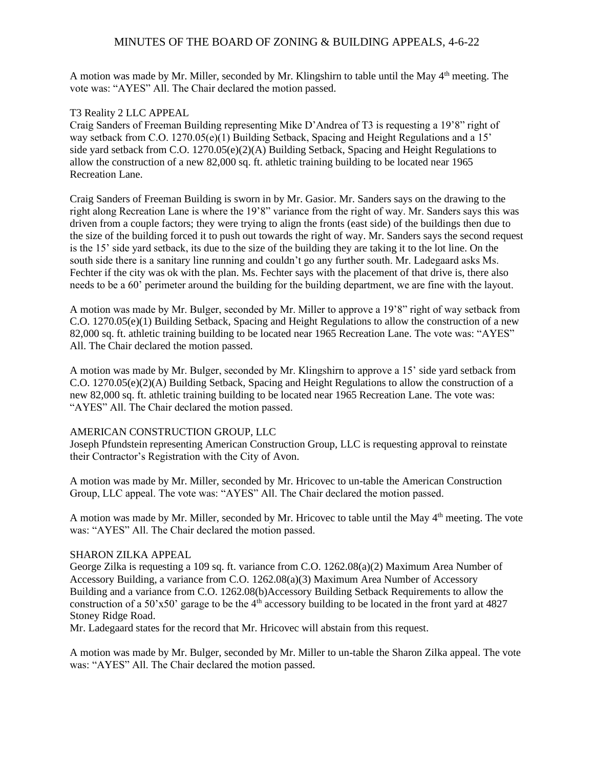A motion was made by Mr. Miller, seconded by Mr. Klingshirn to table until the May 4th meeting. The vote was: "AYES" All. The Chair declared the motion passed.

T3 Reality 2 LLC APPEAL

Craig Sanders of Freeman Building representing Mike D'Andrea of T3 is requesting a 19'8" right of way setback from C.O. 1270.05(e)(1) Building Setback, Spacing and Height Regulations and a 15' side yard setback from C.O. 1270.05(e)(2)(A) Building Setback, Spacing and Height Regulations to allow the construction of a new 82,000 sq. ft. athletic training building to be located near 1965 Recreation Lane.

Craig Sanders of Freeman Building is sworn in by Mr. Gasior. Mr. Sanders says on the drawing to the right along Recreation Lane is where the 19'8" variance from the right of way. Mr. Sanders says this was driven from a couple factors; they were trying to align the fronts (east side) of the buildings then due to the size of the building forced it to push out towards the right of way. Mr. Sanders says the second request is the 15' side yard setback, its due to the size of the building they are taking it to the lot line. On the south side there is a sanitary line running and couldn't go any further south. Mr. Ladegaard asks Ms. Fechter if the city was ok with the plan. Ms. Fechter says with the placement of that drive is, there also needs to be a 60' perimeter around the building for the building department, we are fine with the layout.

A motion was made by Mr. Bulger, seconded by Mr. Miller to approve a 19'8" right of way setback from C.O. 1270.05(e)(1) Building Setback, Spacing and Height Regulations to allow the construction of a new 82,000 sq. ft. athletic training building to be located near 1965 Recreation Lane. The vote was: "AYES" All. The Chair declared the motion passed.

A motion was made by Mr. Bulger, seconded by Mr. Klingshirn to approve a 15' side yard setback from C.O. 1270.05(e)(2)(A) Building Setback, Spacing and Height Regulations to allow the construction of a new 82,000 sq. ft. athletic training building to be located near 1965 Recreation Lane. The vote was: "AYES" All. The Chair declared the motion passed.

AMERICAN CONSTRUCTION GROUP, LLC

Joseph Pfundstein representing American Construction Group, LLC is requesting approval to reinstate their Contractor's Registration with the City of Avon.

A motion was made by Mr. Miller, seconded by Mr. Hricovec to un-table the American Construction Group, LLC appeal. The vote was: "AYES" All. The Chair declared the motion passed.

A motion was made by Mr. Miller, seconded by Mr. Hricovec to table until the May 4th meeting. The vote was: "AYES" All. The Chair declared the motion passed.

SHARON ZILKA APPEAL

George Zilka is requesting a 109 sq. ft. variance from C.O. 1262.08(a)(2) Maximum Area Number of Accessory Building, a variance from C.O. 1262.08(a)(3) Maximum Area Number of Accessory Building and a variance from C.O. 1262.08(b)Accessory Building Setback Requirements to allow the construction of a 50'x50' garage to be the 4th accessory building to be located in the front yard at 4827 Stoney Ridge Road.

Mr. Ladegaard states for the record that Mr. Hricovec will abstain from this request.

A motion was made by Mr. Bulger, seconded by Mr. Miller to un-table the Sharon Zilka appeal. The vote was: "AYES" All. The Chair declared the motion passed.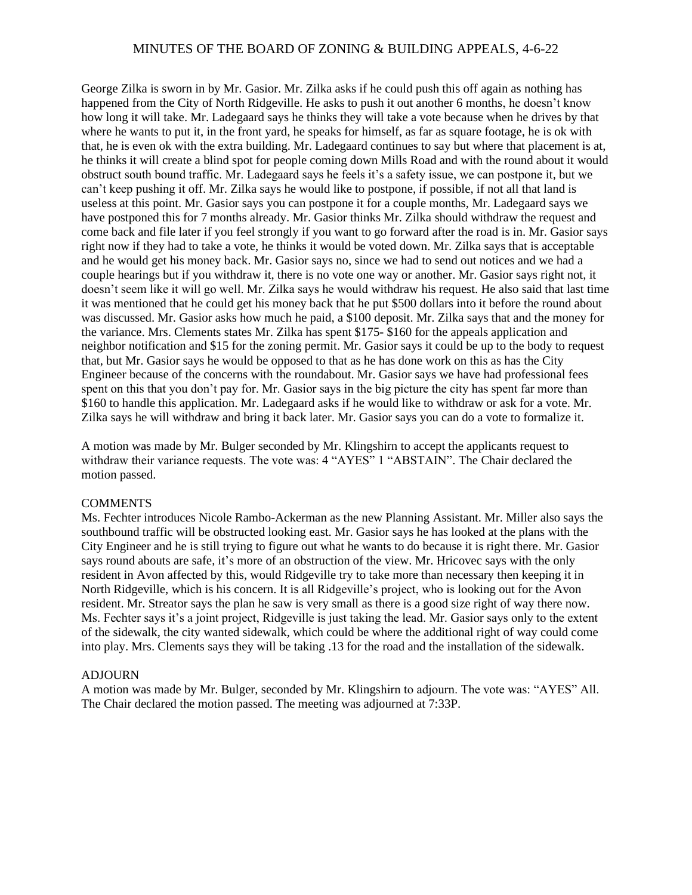George Zilka is sworn in by Mr. Gasior. Mr. Zilka asks if he could push this off again as nothing has happened from the City of North Ridgeville. He asks to push it out another 6 months, he doesn't know how long it will take. Mr. Ladegaard says he thinks they will take a vote because when he drives by that where he wants to put it, in the front yard, he speaks for himself, as far as square footage, he is ok with that, he is even ok with the extra building. Mr. Ladegaard continues to say but where that placement is at, he thinks it will create a blind spot for people coming down Mills Road and with the round about it would obstruct south bound traffic. Mr. Ladegaard says he feels it's a safety issue, we can postpone it, but we can't keep pushing it off. Mr. Zilka says he would like to postpone, if possible, if not all that land is useless at this point. Mr. Gasior says you can postpone it for a couple months, Mr. Ladegaard says we have postponed this for 7 months already. Mr. Gasior thinks Mr. Zilka should withdraw the request and come back and file later if you feel strongly if you want to go forward after the road is in. Mr. Gasior says right now if they had to take a vote, he thinks it would be voted down. Mr. Zilka says that is acceptable and he would get his money back. Mr. Gasior says no, since we had to send out notices and we had a couple hearings but if you withdraw it, there is no vote one way or another. Mr. Gasior says right not, it doesn't seem like it will go well. Mr. Zilka says he would withdraw his request. He also said that last time it was mentioned that he could get his money back that he put $500 dollars into it before the round about was discussed. Mr. Gasior asks how much he paid, a $100 deposit. Mr. Zilka says that and the money for the variance. Mrs. Clements states Mr. Zilka has spent $175- $160 for the appeals application and neighbor notification and $15 for the zoning permit. Mr. Gasior says it could be up to the body to request that, but Mr. Gasior says he would be opposed to that as he has done work on this as has the City Engineer because of the concerns with the roundabout. Mr. Gasior says we have had professional fees spent on this that you don't pay for. Mr. Gasior says in the big picture the city has spent far more than $160 to handle this application. Mr. Ladegaard asks if he would like to withdraw or ask for a vote. Mr. Zilka says he will withdraw and bring it back later. Mr. Gasior says you can do a vote to formalize it.

A motion was made by Mr. Bulger seconded by Mr. Klingshirn to accept the applicants request to withdraw their variance requests. The vote was: 4 "AYES" 1 "ABSTAIN". The Chair declared the motion passed.

## COMMENTS

Ms. Fechter introduces Nicole Rambo-Ackerman as the new Planning Assistant. Mr. Miller also says the southbound traffic will be obstructed looking east. Mr. Gasior says he has looked at the plans with the City Engineer and he is still trying to figure out what he wants to do because it is right there. Mr. Gasior says round abouts are safe, it's more of an obstruction of the view. Mr. Hricovec says with the only resident in Avon affected by this, would Ridgeville try to take more than necessary then keeping it in North Ridgeville, which is his concern. It is all Ridgeville's project, who is looking out for the Avon resident. Mr. Streator says the plan he saw is very small as there is a good size right of way there now. Ms. Fechter says it's a joint project, Ridgeville is just taking the lead. Mr. Gasior says only to the extent of the sidewalk, the city wanted sidewalk, which could be where the additional right of way could come into play. Mrs. Clements says they will be taking .13 for the road and the installation of the sidewalk.

## ADJOURN

A motion was made by Mr. Bulger, seconded by Mr. Klingshirn to adjourn. The vote was: "AYES" All. The Chair declared the motion passed. The meeting was adjourned at 7:33P.